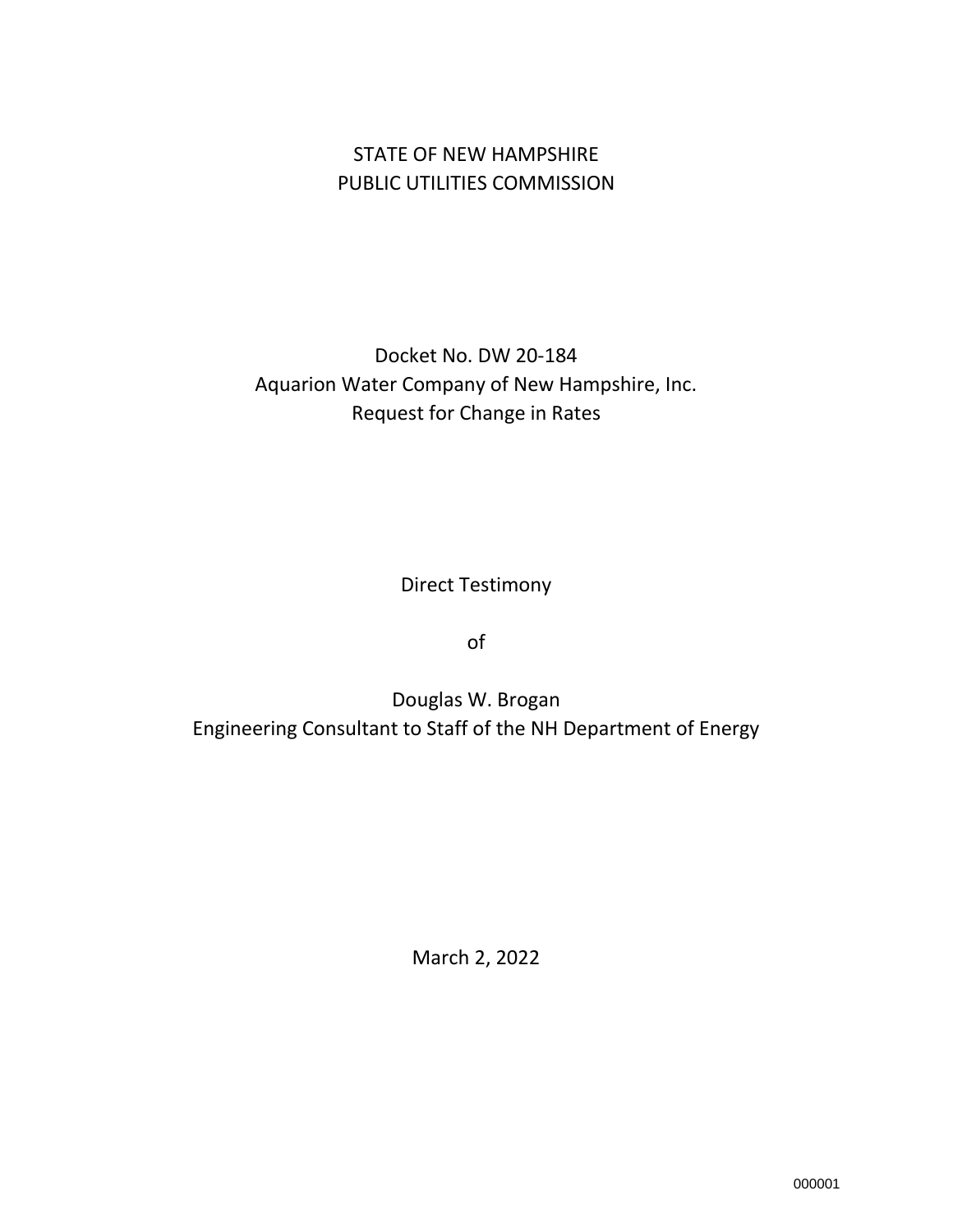STATE OF NEW HAMPSHIRE
PUBLIC UTILITIES COMMISSION

Docket No. DW 20-184
Aquarion Water Company of New Hampshire, Inc.
Request for Change in Rates

Direct Testimony

of

Douglas W. Brogan
Engineering Consultant to Staff of the NH Department of Energy

March 2, 2022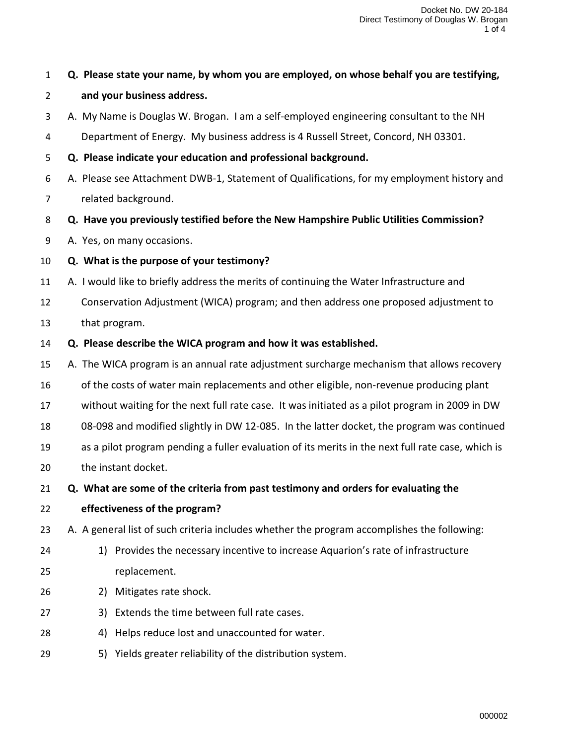**Q. Please state your name, by whom you are employed, on whose behalf you are testifying, and your business address.**

A. My Name is Douglas W. Brogan. I am a self-employed engineering consultant to the NH Department of Energy. My business address is 4 Russell Street, Concord, NH 03301.

**Q. Please indicate your education and professional background.**

A. Please see Attachment DWB-1, Statement of Qualifications, for my employment history and related background.

**Q. Have you previously testified before the New Hampshire Public Utilities Commission?**

A. Yes, on many occasions.

**Q. What is the purpose of your testimony?**

A. I would like to briefly address the merits of continuing the Water Infrastructure and Conservation Adjustment (WICA) program; and then address one proposed adjustment to that program.

**Q. Please describe the WICA program and how it was established.**

A. The WICA program is an annual rate adjustment surcharge mechanism that allows recovery of the costs of water main replacements and other eligible, non-revenue producing plant without waiting for the next full rate case. It was initiated as a pilot program in 2009 in DW 08-098 and modified slightly in DW 12-085. In the latter docket, the program was continued as a pilot program pending a fuller evaluation of its merits in the next full rate case, which is the instant docket.

**Q. What are some of the criteria from past testimony and orders for evaluating the effectiveness of the program?**

A. A general list of such criteria includes whether the program accomplishes the following:

1) Provides the necessary incentive to increase Aquarion's rate of infrastructure replacement.
2) Mitigates rate shock.
3) Extends the time between full rate cases.
4) Helps reduce lost and unaccounted for water.
5) Yields greater reliability of the distribution system.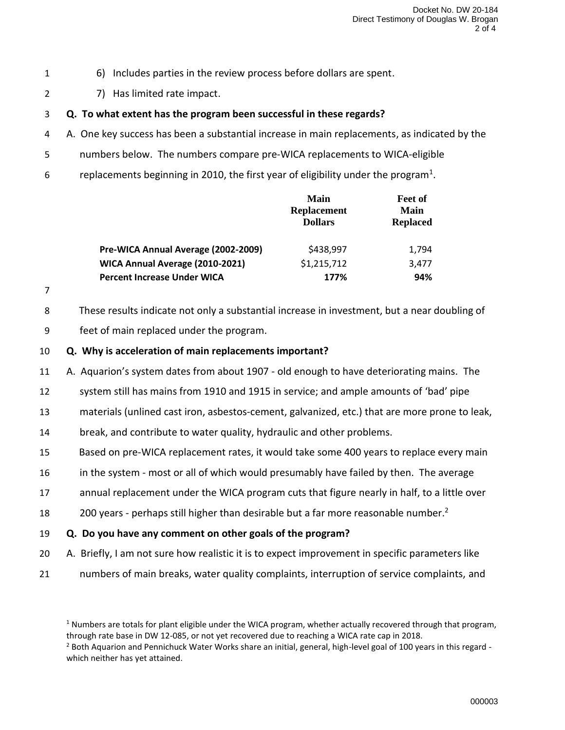6) Includes parties in the review process before dollars are spent.

7) Has limited rate impact.

**Q. To what extent has the program been successful in these regards?**

A. One key success has been a substantial increase in main replacements, as indicated by the numbers below. The numbers compare pre-WICA replacements to WICA-eligible replacements beginning in 2010, the first year of eligibility under the program[1].

| | Main Replacement Dollars | Feet of Main Replaced |
|---|---|---|
| **Pre-WICA Annual Average (2002-2009)** | $438,997 | 1,794 |
| **WICA Annual Average (2010-2021)** | $1,215,712 | 3,477 |
| **Percent Increase Under WICA** | **177%** | **94%** |

These results indicate not only a substantial increase in investment, but a near doubling of feet of main replaced under the program.

**Q. Why is acceleration of main replacements important?**

A. Aquarion's system dates from about 1907 - old enough to have deteriorating mains. The system still has mains from 1910 and 1915 in service; and ample amounts of 'bad' pipe materials (unlined cast iron, asbestos-cement, galvanized, etc.) that are more prone to leak, break, and contribute to water quality, hydraulic and other problems.

Based on pre-WICA replacement rates, it would take some 400 years to replace every main in the system - most or all of which would presumably have failed by then. The average annual replacement under the WICA program cuts that figure nearly in half, to a little over 200 years - perhaps still higher than desirable but a far more reasonable number.[2]

**Q. Do you have any comment on other goals of the program?**

A. Briefly, I am not sure how realistic it is to expect improvement in specific parameters like numbers of main breaks, water quality complaints, interruption of service complaints, and

[1] Numbers are totals for plant eligible under the WICA program, whether actually recovered through that program, through rate base in DW 12-085, or not yet recovered due to reaching a WICA rate cap in 2018.

[2] Both Aquarion and Pennichuck Water Works share an initial, general, high-level goal of 100 years in this regard - which neither has yet attained.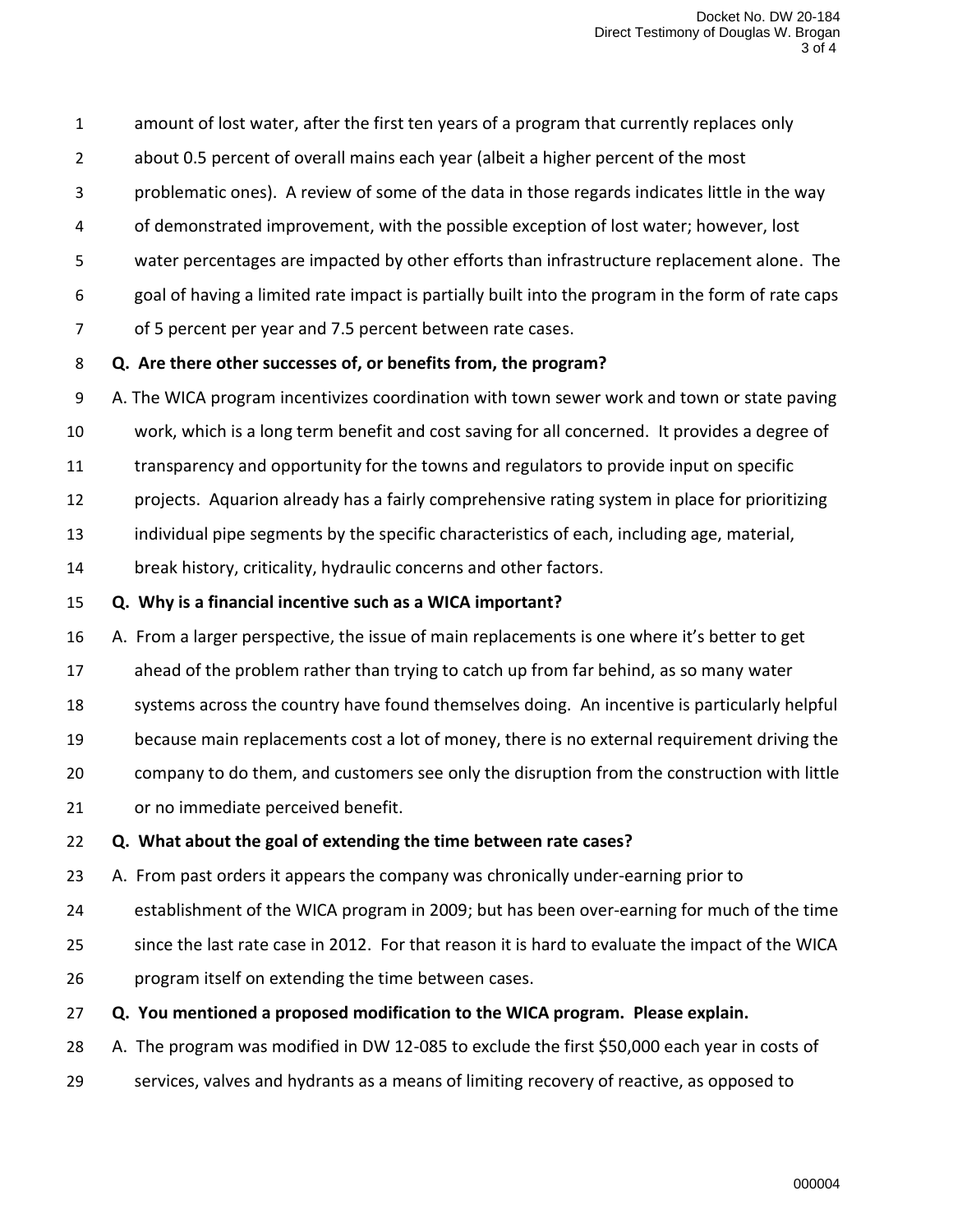amount of lost water, after the first ten years of a program that currently replaces only about 0.5 percent of overall mains each year (albeit a higher percent of the most problematic ones). A review of some of the data in those regards indicates little in the way of demonstrated improvement, with the possible exception of lost water; however, lost water percentages are impacted by other efforts than infrastructure replacement alone. The goal of having a limited rate impact is partially built into the program in the form of rate caps of 5 percent per year and 7.5 percent between rate cases.

**Q. Are there other successes of, or benefits from, the program?**

A. The WICA program incentivizes coordination with town sewer work and town or state paving work, which is a long term benefit and cost saving for all concerned. It provides a degree of transparency and opportunity for the towns and regulators to provide input on specific projects. Aquarion already has a fairly comprehensive rating system in place for prioritizing individual pipe segments by the specific characteristics of each, including age, material, break history, criticality, hydraulic concerns and other factors.

**Q. Why is a financial incentive such as a WICA important?**

A. From a larger perspective, the issue of main replacements is one where it's better to get ahead of the problem rather than trying to catch up from far behind, as so many water systems across the country have found themselves doing. An incentive is particularly helpful because main replacements cost a lot of money, there is no external requirement driving the company to do them, and customers see only the disruption from the construction with little or no immediate perceived benefit.

**Q. What about the goal of extending the time between rate cases?**

A. From past orders it appears the company was chronically under-earning prior to establishment of the WICA program in 2009; but has been over-earning for much of the time since the last rate case in 2012. For that reason it is hard to evaluate the impact of the WICA program itself on extending the time between cases.

**Q. You mentioned a proposed modification to the WICA program. Please explain.**

A. The program was modified in DW 12-085 to exclude the first $50,000 each year in costs of services, valves and hydrants as a means of limiting recovery of reactive, as opposed to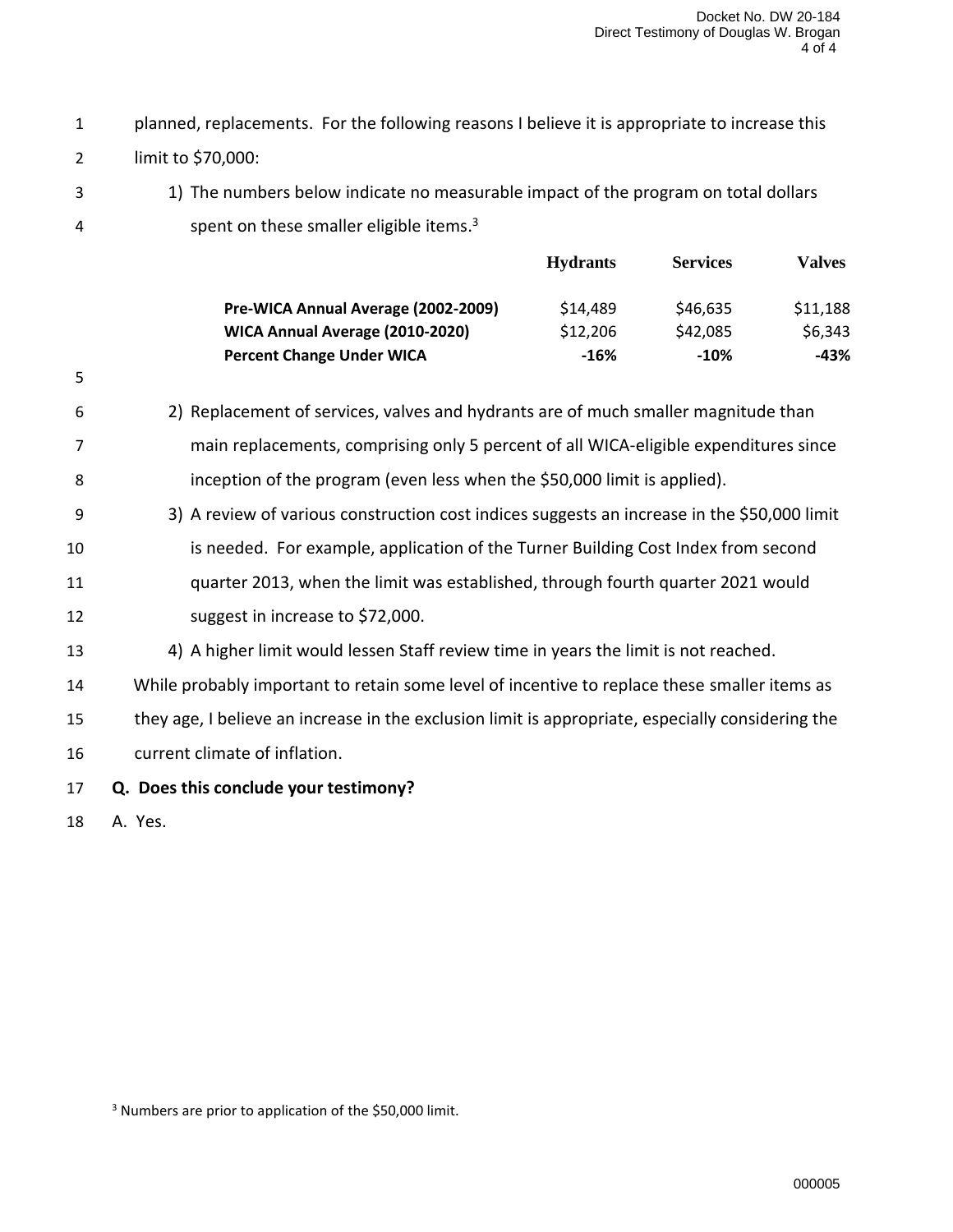planned, replacements. For the following reasons I believe it is appropriate to increase this limit to $70,000:

1) The numbers below indicate no measurable impact of the program on total dollars spent on these smaller eligible items.[3]

| | Hydrants | Services | Valves |
|---|---|---|---|
| **Pre-WICA Annual Average (2002-2009)** | $14,489 | $46,635 | $11,188 |
| **WICA Annual Average (2010-2020)** | $12,206 | $42,085 | $6,343 |
| **Percent Change Under WICA** | **-16%** | **-10%** | **-43%** |

2) Replacement of services, valves and hydrants are of much smaller magnitude than main replacements, comprising only 5 percent of all WICA-eligible expenditures since inception of the program (even less when the $50,000 limit is applied).
3) A review of various construction cost indices suggests an increase in the $50,000 limit is needed. For example, application of the Turner Building Cost Index from second quarter 2013, when the limit was established, through fourth quarter 2021 would suggest in increase to $72,000.
4) A higher limit would lessen Staff review time in years the limit is not reached.

While probably important to retain some level of incentive to replace these smaller items as they age, I believe an increase in the exclusion limit is appropriate, especially considering the current climate of inflation.

**Q. Does this conclude your testimony?**

A. Yes.

[3] Numbers are prior to application of the $50,000 limit.